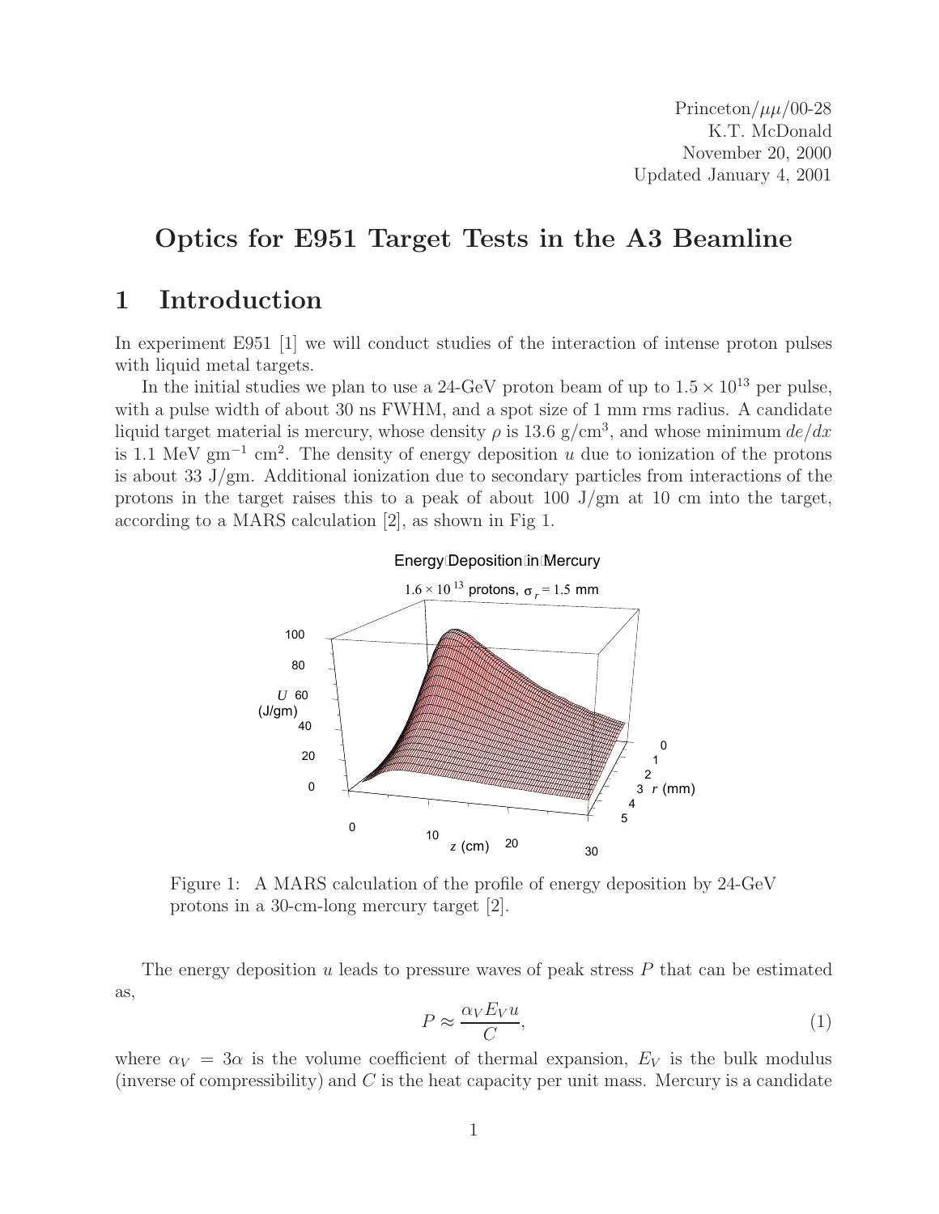Princeton/$\mu\mu$/00-28
K.T. McDonald
November 20, 2000
Updated January 4, 2001

# Optics for E951 Target Tests in the A3 Beamline

## 1 Introduction

In experiment E951 [1] we will conduct studies of the interaction of intense proton pulses with liquid metal targets.

In the initial studies we plan to use a 24-GeV proton beam of up to $1.5 \times 10^{13}$ per pulse, with a pulse width of about 30 ns FWHM, and a spot size of 1 mm rms radius. A candidate liquid target material is mercury, whose density $\rho$ is 13.6 g/cm$^3$, and whose minimum $de/dx$ is 1.1 MeV gm$^{-1}$ cm$^2$. The density of energy deposition $u$ due to ionization of the protons is about 33 J/gm. Additional ionization due to secondary particles from interactions of the protons in the target raises this to a peak of about 100 J/gm at 10 cm into the target, according to a MARS calculation [2], as shown in Fig 1.

Figure 1: A MARS calculation of the profile of energy deposition by 24-GeV protons in a 30-cm-long mercury target [2].

The energy deposition $u$ leads to pressure waves of peak stress $P$ that can be estimated as,

$$P \approx \frac{\alpha_V E_V u}{C}, \tag{1}$$

where $\alpha_V = 3\alpha$ is the volume coefficient of thermal expansion, $E_V$ is the bulk modulus (inverse of compressibility) and $C$ is the heat capacity per unit mass. Mercury is a candidate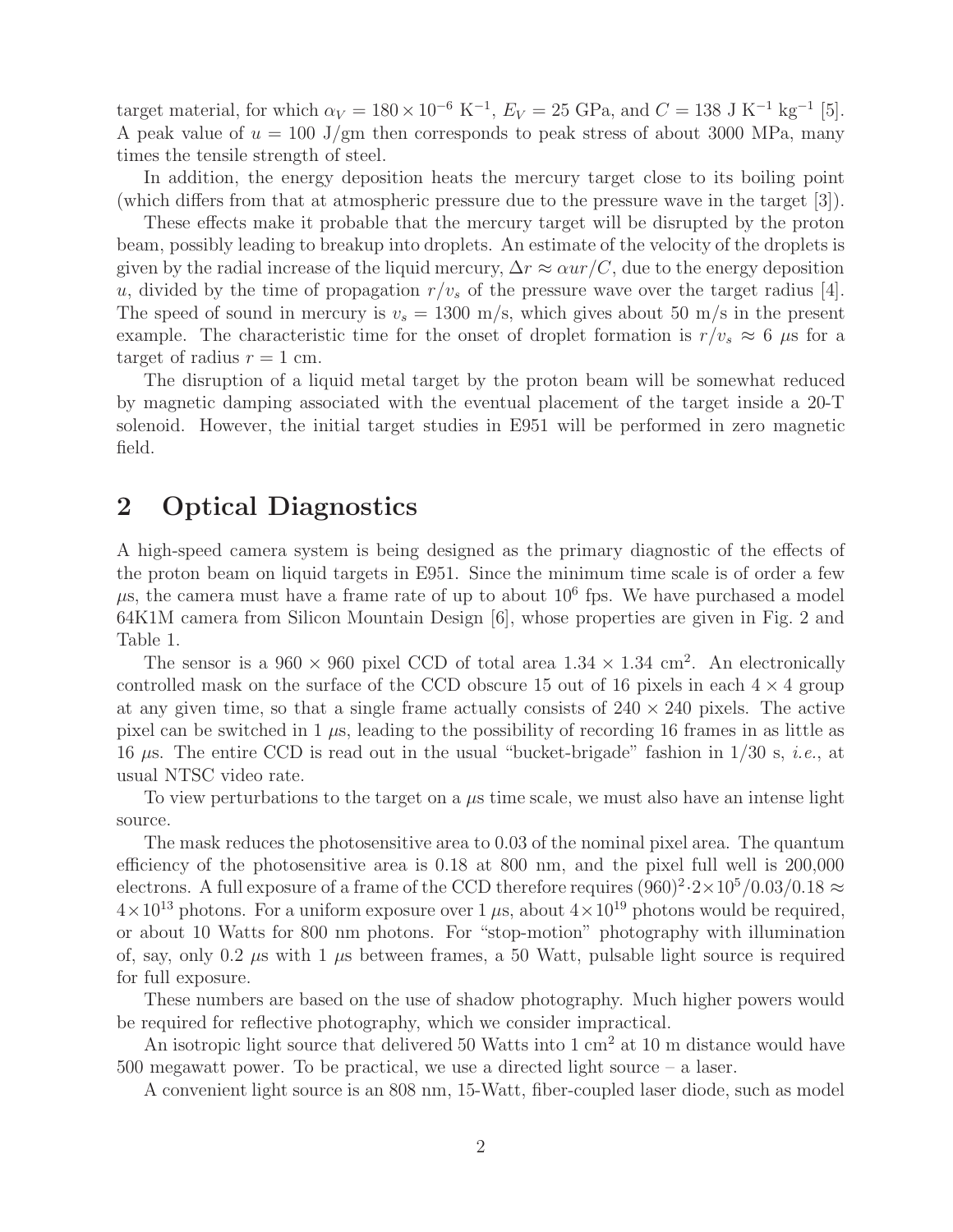target material, for which $\alpha_V = 180 \times 10^{-6}$ K$^{-1}$, $E_V = 25$ GPa, and $C = 138$ J K$^{-1}$ kg$^{-1}$ [5]. A peak value of $u = 100$ J/gm then corresponds to peak stress of about 3000 MPa, many times the tensile strength of steel.

In addition, the energy deposition heats the mercury target close to its boiling point (which differs from that at atmospheric pressure due to the pressure wave in the target [3]).

These effects make it probable that the mercury target will be disrupted by the proton beam, possibly leading to breakup into droplets. An estimate of the velocity of the droplets is given by the radial increase of the liquid mercury, $\Delta r \approx \alpha u r / C$, due to the energy deposition $u$, divided by the time of propagation $r/v_s$ of the pressure wave over the target radius [4]. The speed of sound in mercury is $v_s = 1300$ m/s, which gives about 50 m/s in the present example. The characteristic time for the onset of droplet formation is $r/v_s \approx 6$ $\mu$s for a target of radius $r = 1$ cm.

The disruption of a liquid metal target by the proton beam will be somewhat reduced by magnetic damping associated with the eventual placement of the target inside a 20-T solenoid. However, the initial target studies in E951 will be performed in zero magnetic field.

## 2 Optical Diagnostics

A high-speed camera system is being designed as the primary diagnostic of the effects of the proton beam on liquid targets in E951. Since the minimum time scale is of order a few $\mu$s, the camera must have a frame rate of up to about $10^6$ fps. We have purchased a model 64K1M camera from Silicon Mountain Design [6], whose properties are given in Fig. 2 and Table 1.

The sensor is a $960 \times 960$ pixel CCD of total area $1.34 \times 1.34$ cm$^2$. An electronically controlled mask on the surface of the CCD obscure 15 out of 16 pixels in each $4 \times 4$ group at any given time, so that a single frame actually consists of $240 \times 240$ pixels. The active pixel can be switched in 1 $\mu$s, leading to the possibility of recording 16 frames in as little as 16 $\mu$s. The entire CCD is read out in the usual "bucket-brigade" fashion in 1/30 s, *i.e.*, at usual NTSC video rate.

To view perturbations to the target on a $\mu$s time scale, we must also have an intense light source.

The mask reduces the photosensitive area to 0.03 of the nominal pixel area. The quantum efficiency of the photosensitive area is 0.18 at 800 nm, and the pixel full well is 200,000 electrons. A full exposure of a frame of the CCD therefore requires $(960)^2 \cdot 2 \times 10^5 / 0.03 / 0.18 \approx 4 \times 10^{13}$ photons. For a uniform exposure over 1 $\mu$s, about $4 \times 10^{19}$ photons would be required, or about 10 Watts for 800 nm photons. For "stop-motion" photography with illumination of, say, only 0.2 $\mu$s with 1 $\mu$s between frames, a 50 Watt, pulsable light source is required for full exposure.

These numbers are based on the use of shadow photography. Much higher powers would be required for reflective photography, which we consider impractical.

An isotropic light source that delivered 50 Watts into 1 cm$^2$ at 10 m distance would have 500 megawatt power. To be practical, we use a directed light source – a laser.

A convenient light source is an 808 nm, 15-Watt, fiber-coupled laser diode, such as model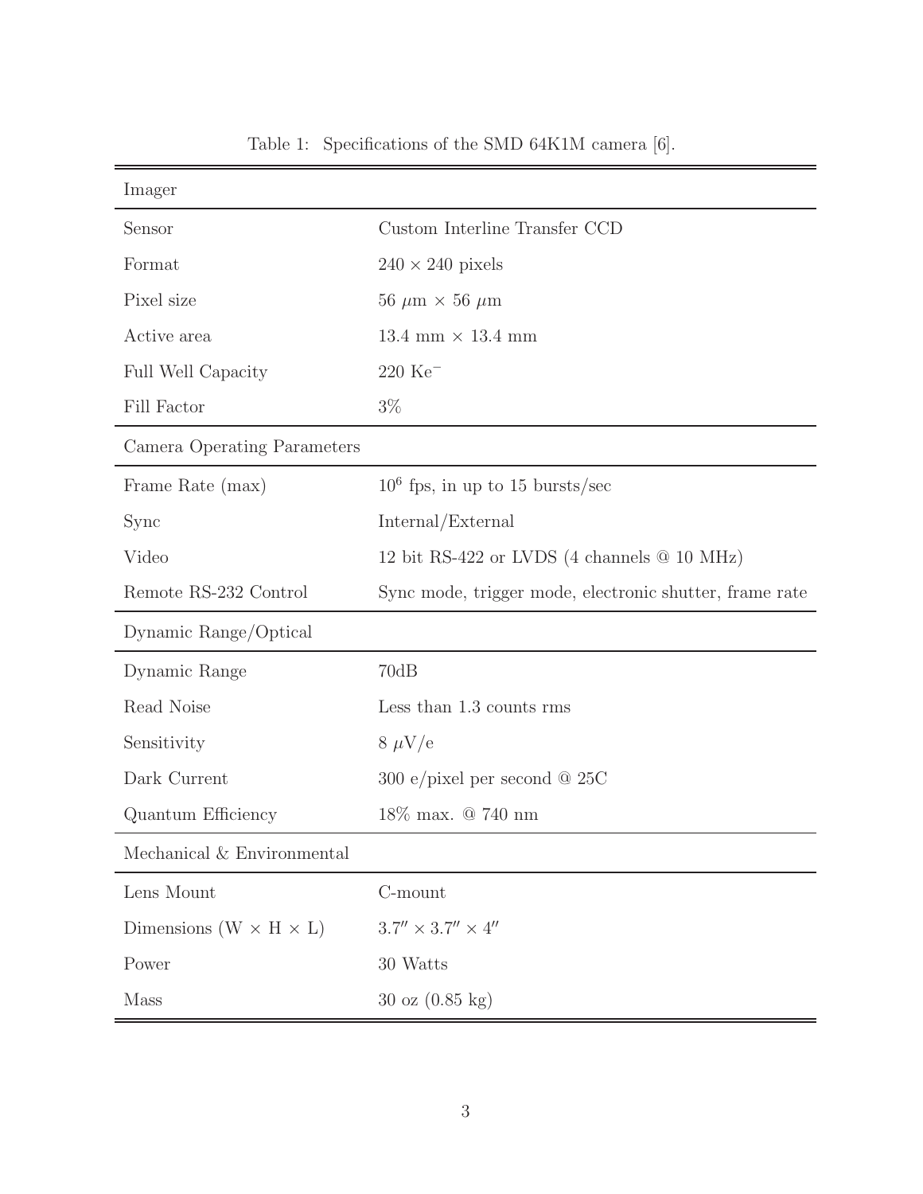Table 1: Specifications of the SMD 64K1M camera [6].

| Imager | |
|---|---|
| Sensor | Custom Interline Transfer CCD |
| Format | $240 \times 240$ pixels |
| Pixel size | $56\ \mu$m $\times$ $56\ \mu$m |
| Active area | 13.4 mm $\times$ 13.4 mm |
| Full Well Capacity | 220 $\text{Ke}^-$ |
| Fill Factor | 3% |
| **Camera Operating Parameters** | |
| Frame Rate (max) | $10^6$ fps, in up to 15 bursts/sec |
| Sync | Internal/External |
| Video | 12 bit RS-422 or LVDS (4 channels @ 10 MHz) |
| Remote RS-232 Control | Sync mode, trigger mode, electronic shutter, frame rate |
| **Dynamic Range/Optical** | |
| Dynamic Range | 70dB |
| Read Noise | Less than 1.3 counts rms |
| Sensitivity | $8\ \mu$V/e |
| Dark Current | 300 e/pixel per second @ 25C |
| Quantum Efficiency | 18% max. @ 740 nm |
| **Mechanical & Environmental** | |
| Lens Mount | C-mount |
| Dimensions (W $\times$ H $\times$ L) | $3.7'' \times 3.7'' \times 4''$ |
| Power | 30 Watts |
| Mass | 30 oz (0.85 kg) |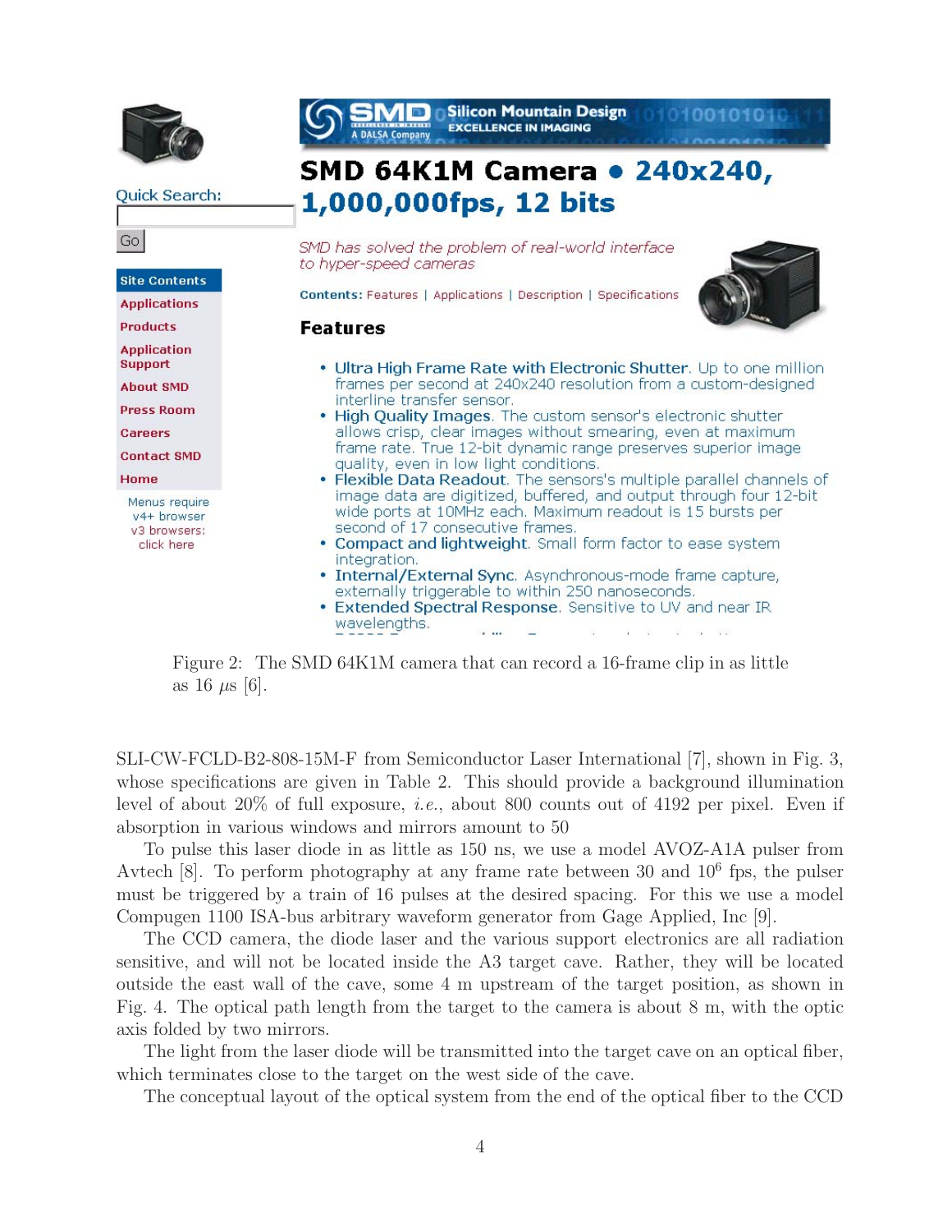SMD 64K1M Camera • 240x240, 1,000,000fps, 12 bits

SMD has solved the problem of real-world interface to hyper-speed cameras

Contents: Features | Applications | Description | Specifications

**Features**

- Ultra High Frame Rate with Electronic Shutter. Up to one million frames per second at 240x240 resolution from a custom-designed interline transfer sensor.
- High Quality Images. The custom sensor's electronic shutter allows crisp, clear images without smearing, even at maximum frame rate. True 12-bit dynamic range preserves superior image quality, even in low light conditions.
- Flexible Data Readout. The sensors's multiple parallel channels of image data are digitized, buffered, and output through four 12-bit wide ports at 10MHz each. Maximum readout is 15 bursts per second of 17 consecutive frames.
- Compact and lightweight. Small form factor to ease system integration.
- Internal/External Sync. Asynchronous-mode frame capture, externally triggerable to within 250 nanoseconds.
- Extended Spectral Response. Sensitive to UV and near IR wavelengths.

Figure 2: The SMD 64K1M camera that can record a 16-frame clip in as little as 16 $\mu$s [6].

SLI-CW-FCLD-B2-808-15M-F from Semiconductor Laser International [7], shown in Fig. 3, whose specifications are given in Table 2. This should provide a background illumination level of about 20% of full exposure, *i.e.*, about 800 counts out of 4192 per pixel. Even if absorption in various windows and mirrors amount to 50

To pulse this laser diode in as little as 150 ns, we use a model AVOZ-A1A pulser from Avtech [8]. To perform photography at any frame rate between 30 and $10^6$ fps, the pulser must be triggered by a train of 16 pulses at the desired spacing. For this we use a model Compugen 1100 ISA-bus arbitrary waveform generator from Gage Applied, Inc [9].

The CCD camera, the diode laser and the various support electronics are all radiation sensitive, and will not be located inside the A3 target cave. Rather, they will be located outside the east wall of the cave, some 4 m upstream of the target position, as shown in Fig. 4. The optical path length from the target to the camera is about 8 m, with the optic axis folded by two mirrors.

The light from the laser diode will be transmitted into the target cave on an optical fiber, which terminates close to the target on the west side of the cave.

The conceptual layout of the optical system from the end of the optical fiber to the CCD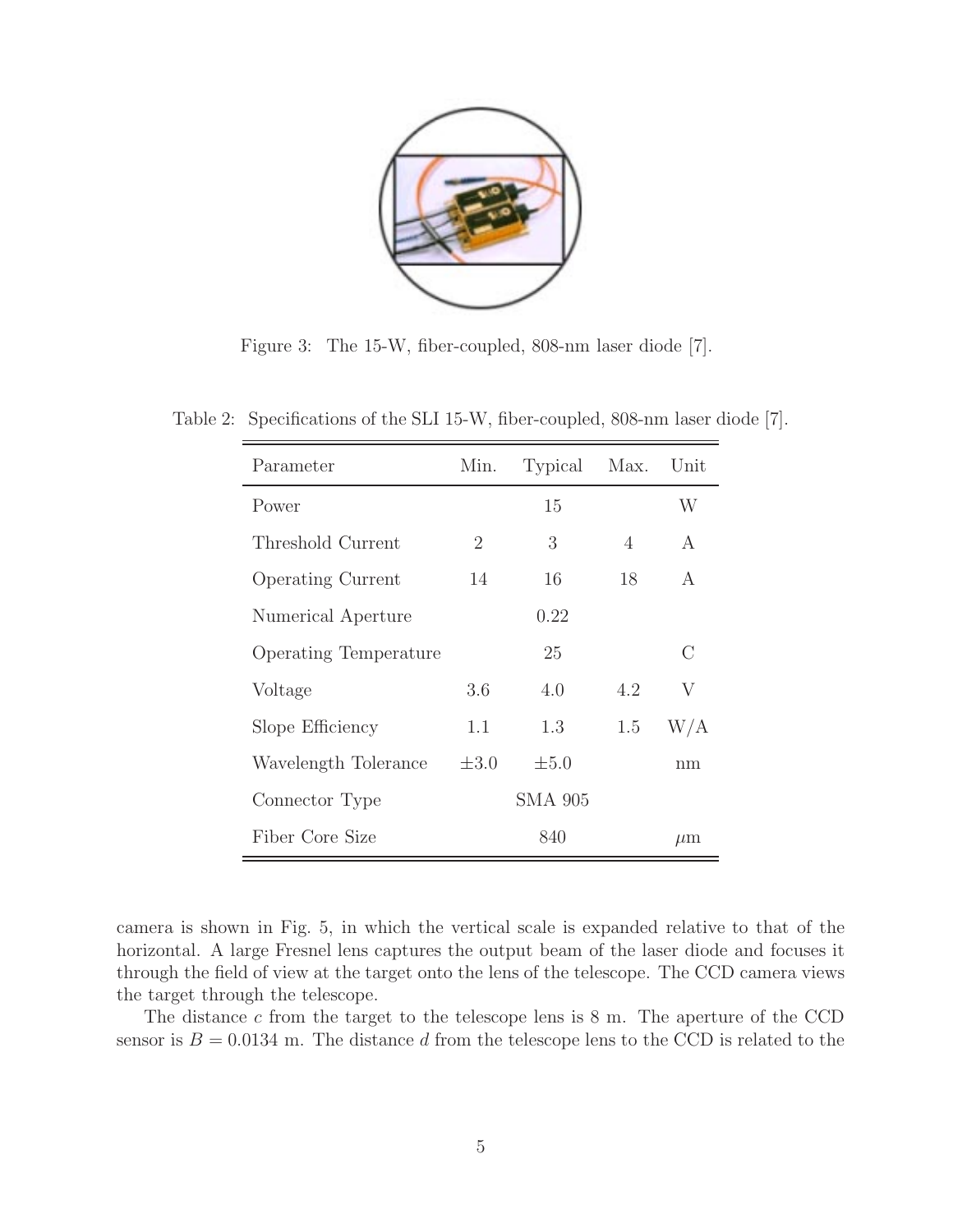Figure 3: The 15-W, fiber-coupled, 808-nm laser diode [7].

Table 2: Specifications of the SLI 15-W, fiber-coupled, 808-nm laser diode [7].

| Parameter | Min. | Typical | Max. | Unit |
|---|---|---|---|---|
| Power | | 15 | | W |
| Threshold Current | 2 | 3 | 4 | A |
| Operating Current | 14 | 16 | 18 | A |
| Numerical Aperture | | 0.22 | | |
| Operating Temperature | | 25 | | C |
| Voltage | 3.6 | 4.0 | 4.2 | V |
| Slope Efficiency | 1.1 | 1.3 | 1.5 | W/A |
| Wavelength Tolerance | ±3.0 | ±5.0 | | nm |
| Connector Type | | SMA 905 | | |
| Fiber Core Size | | 840 | | $\mu$m |

camera is shown in Fig. 5, in which the vertical scale is expanded relative to that of the horizontal. A large Fresnel lens captures the output beam of the laser diode and focuses it through the field of view at the target onto the lens of the telescope. The CCD camera views the target through the telescope.

The distance $c$ from the target to the telescope lens is 8 m. The aperture of the CCD sensor is $B = 0.0134$ m. The distance $d$ from the telescope lens to the CCD is related to the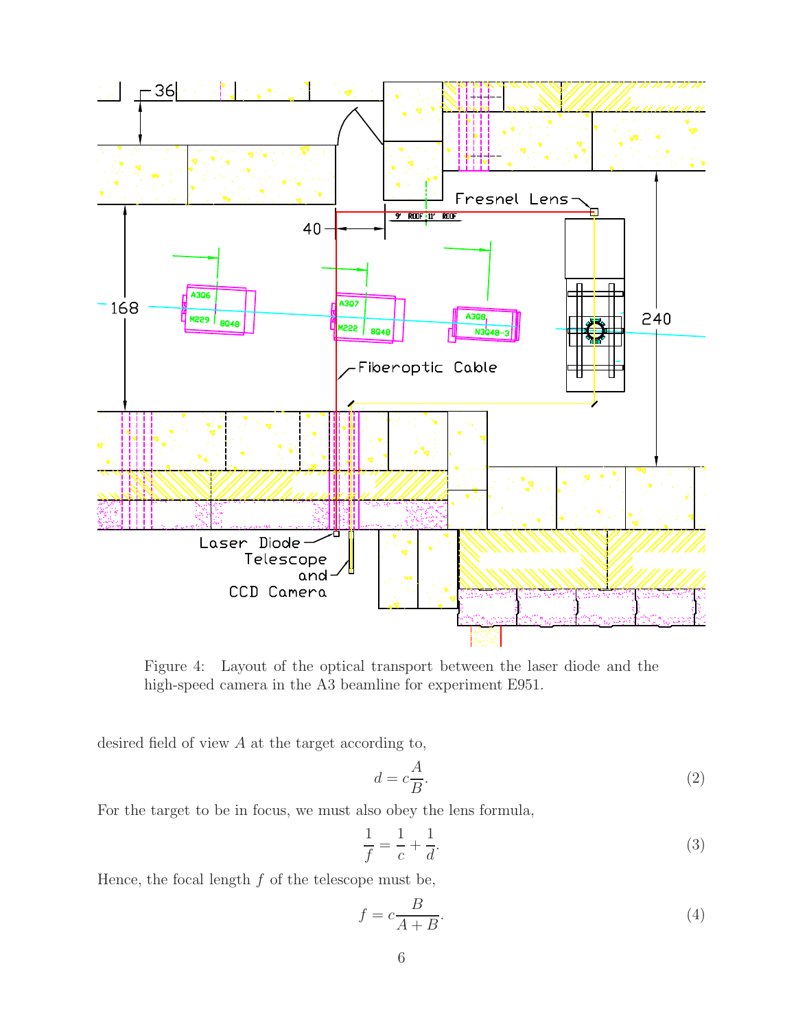Figure 4: Layout of the optical transport between the laser diode and the high-speed camera in the A3 beamline for experiment E951.

desired field of view $A$ at the target according to,

$$d = c\frac{A}{B}. \tag{2}$$

For the target to be in focus, we must also obey the lens formula,

$$\frac{1}{f} = \frac{1}{c} + \frac{1}{d}. \tag{3}$$

Hence, the focal length $f$ of the telescope must be,

$$f = c\frac{B}{A+B}. \tag{4}$$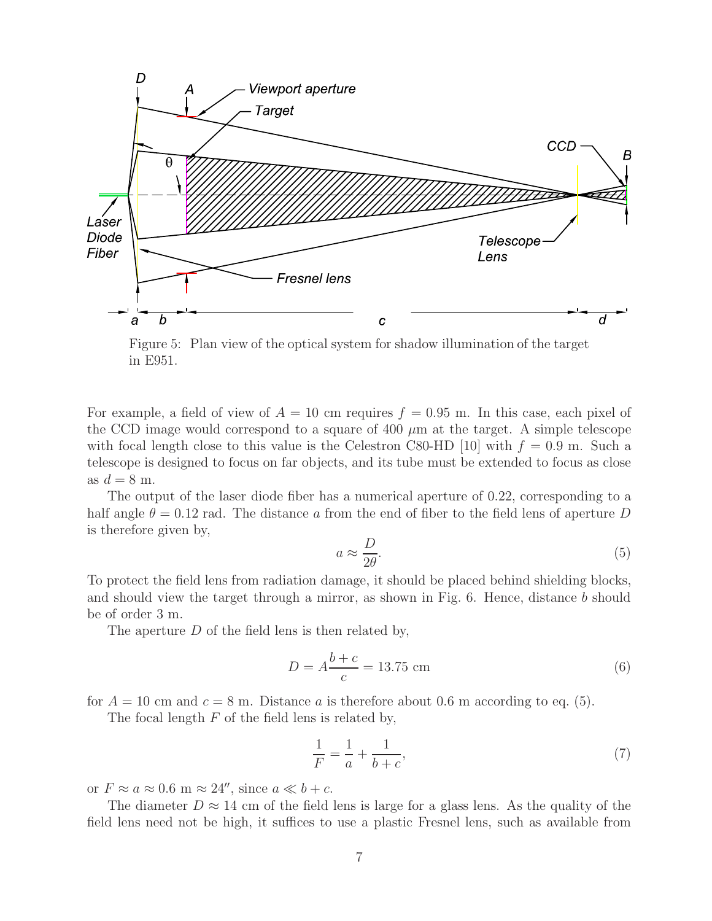Figure 5: Plan view of the optical system for shadow illumination of the target in E951.

For example, a field of view of $A = 10$ cm requires $f = 0.95$ m. In this case, each pixel of the CCD image would correspond to a square of 400 $\mu$m at the target. A simple telescope with focal length close to this value is the Celestron C80-HD [10] with $f = 0.9$ m. Such a telescope is designed to focus on far objects, and its tube must be extended to focus as close as $d = 8$ m.

The output of the laser diode fiber has a numerical aperture of 0.22, corresponding to a half angle $\theta = 0.12$ rad. The distance $a$ from the end of fiber to the field lens of aperture $D$ is therefore given by,

$$a \approx \frac{D}{2\theta}. \tag{5}$$

To protect the field lens from radiation damage, it should be placed behind shielding blocks, and should view the target through a mirror, as shown in Fig. 6. Hence, distance $b$ should be of order 3 m.

The aperture $D$ of the field lens is then related by,

$$D = A\frac{b + c}{c} = 13.75 \text{ cm} \tag{6}$$

for $A = 10$ cm and $c = 8$ m. Distance $a$ is therefore about 0.6 m according to eq. (5).

The focal length $F$ of the field lens is related by,

$$\frac{1}{F} = \frac{1}{a} + \frac{1}{b + c}, \tag{7}$$

or $F \approx a \approx 0.6 \text{ m} \approx 24''$, since $a \ll b + c$.

The diameter $D \approx 14$ cm of the field lens is large for a glass lens. As the quality of the field lens need not be high, it suffices to use a plastic Fresnel lens, such as available from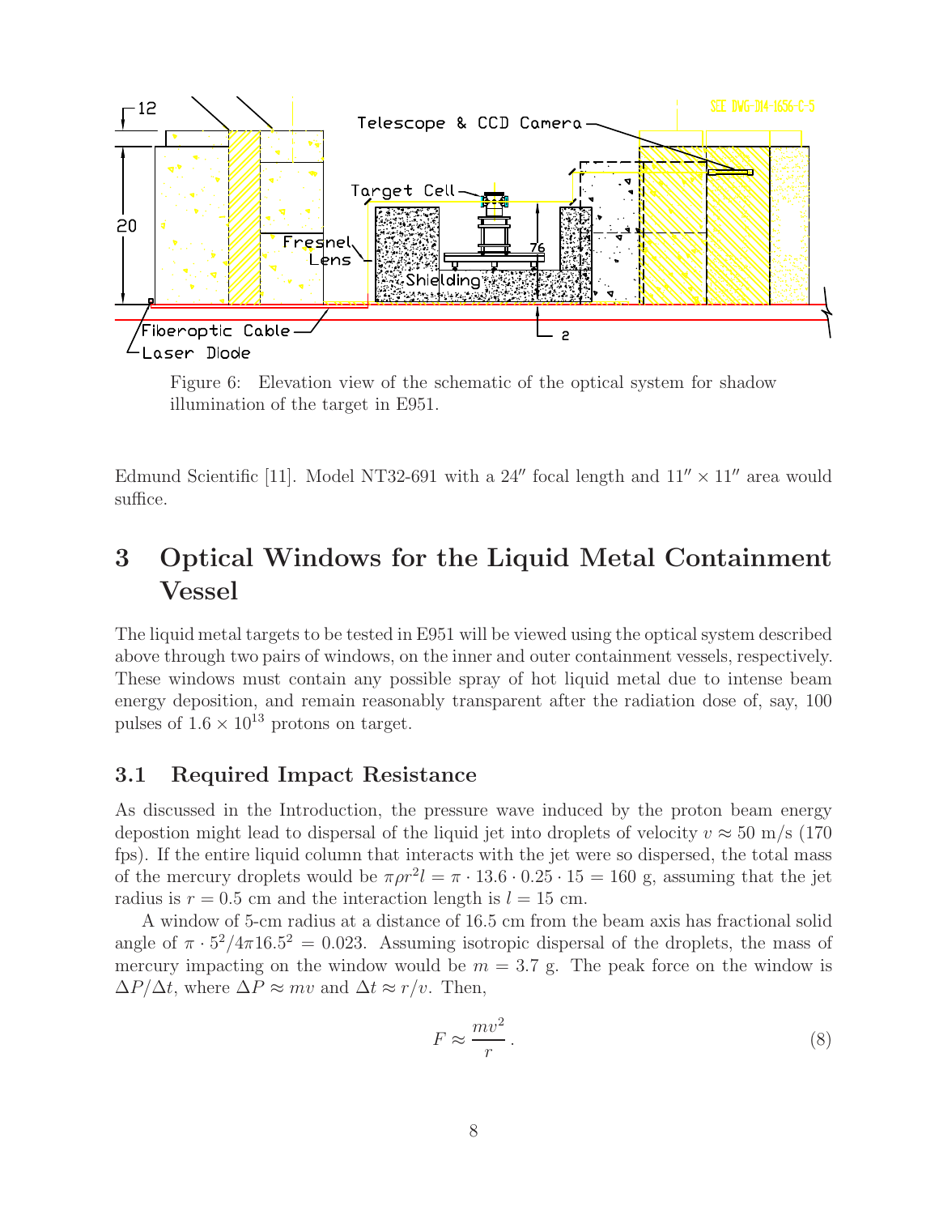Figure 6: Elevation view of the schematic of the optical system for shadow illumination of the target in E951.

Edmund Scientific [11]. Model NT32-691 with a 24″ focal length and 11″ × 11″ area would suffice.

# 3 Optical Windows for the Liquid Metal Containment Vessel

The liquid metal targets to be tested in E951 will be viewed using the optical system described above through two pairs of windows, on the inner and outer containment vessels, respectively. These windows must contain any possible spray of hot liquid metal due to intense beam energy deposition, and remain reasonably transparent after the radiation dose of, say, 100 pulses of $1.6 \times 10^{13}$ protons on target.

## 3.1 Required Impact Resistance

As discussed in the Introduction, the pressure wave induced by the proton beam energy depostion might lead to dispersal of the liquid jet into droplets of velocity $v \approx 50$ m/s (170 fps). If the entire liquid column that interacts with the jet were so dispersed, the total mass of the mercury droplets would be $\pi \rho r^2 l = \pi \cdot 13.6 \cdot 0.25 \cdot 15 = 160$ g, assuming that the jet radius is $r = 0.5$ cm and the interaction length is $l = 15$ cm.

A window of 5-cm radius at a distance of 16.5 cm from the beam axis has fractional solid angle of $\pi \cdot 5^2 / 4\pi 16.5^2 = 0.023$. Assuming isotropic dispersal of the droplets, the mass of mercury impacting on the window would be $m = 3.7$ g. The peak force on the window is $\Delta P/\Delta t$, where $\Delta P \approx mv$ and $\Delta t \approx r/v$. Then,

$$F \approx \frac{mv^2}{r}. \tag{8}$$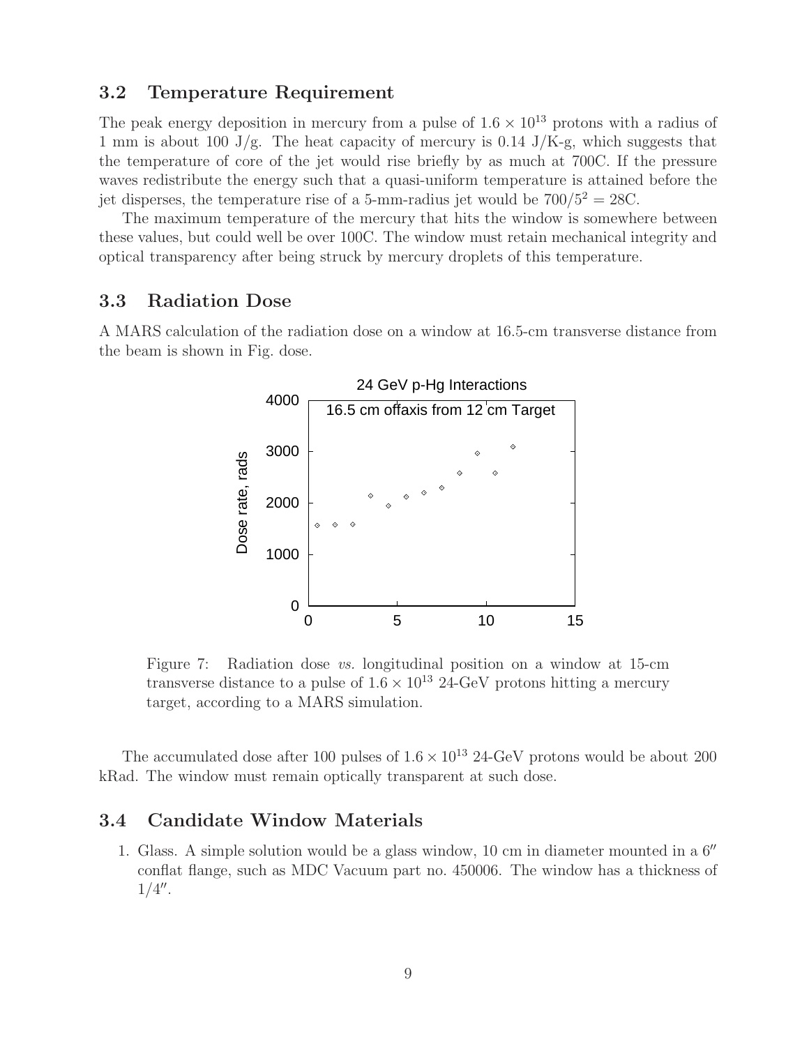### 3.2 Temperature Requirement

The peak energy deposition in mercury from a pulse of $1.6 \times 10^{13}$ protons with a radius of 1 mm is about 100 J/g. The heat capacity of mercury is 0.14 J/K-g, which suggests that the temperature of core of the jet would rise briefly by as much at 700C. If the pressure waves redistribute the energy such that a quasi-uniform temperature is attained before the jet disperses, the temperature rise of a 5-mm-radius jet would be $700/5^2 = 28$C.

The maximum temperature of the mercury that hits the window is somewhere between these values, but could well be over 100C. The window must retain mechanical integrity and optical transparency after being struck by mercury droplets of this temperature.

### 3.3 Radiation Dose

A MARS calculation of the radiation dose on a window at 16.5-cm transverse distance from the beam is shown in Fig. dose.

Figure 7: Radiation dose *vs.* longitudinal position on a window at 15-cm transverse distance to a pulse of $1.6 \times 10^{13}$ 24-GeV protons hitting a mercury target, according to a MARS simulation.

The accumulated dose after 100 pulses of $1.6 \times 10^{13}$ 24-GeV protons would be about 200 kRad. The window must remain optically transparent at such dose.

### 3.4 Candidate Window Materials

1. Glass. A simple solution would be a glass window, 10 cm in diameter mounted in a 6″ conflat flange, such as MDC Vacuum part no. 450006. The window has a thickness of 1/4″.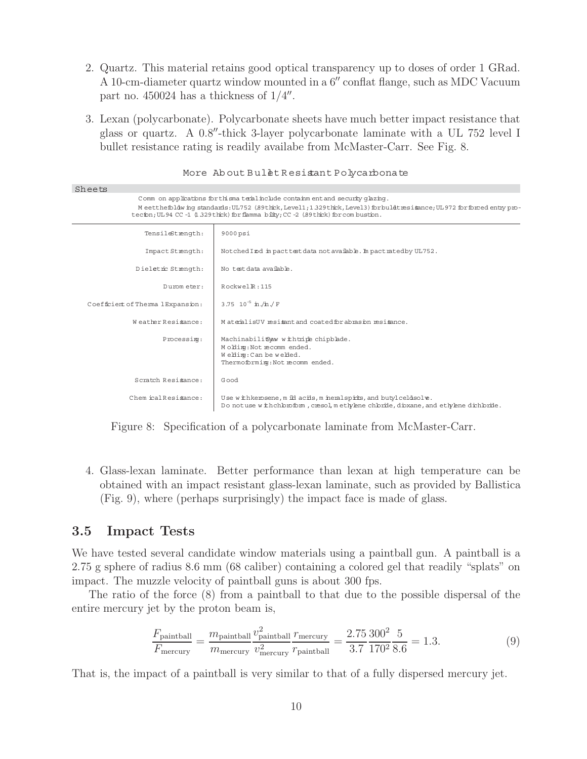2. Quartz. This material retains good optical transparency up to doses of order 1 GRad. A 10-cm-diameter quartz window mounted in a 6″ conflat flange, such as MDC Vacuum part no. 450024 has a thickness of 1/4″.

3. Lexan (polycarbonate). Polycarbonate sheets have much better impact resistance that glass or quartz. A 0.8″-thick 3-layer polycarbonate laminate with a UL 752 level I bullet resistance rating is readily availabe from McMaster-Carr. See Fig. 8.

More About Bullet Resistant Polycarbonate

Sheets

Common applications for this material include containment and security glazing.

Meet the following standards: UL752 (.89 thick, Level 1; 1.329 thick, Level 3) for bullet resistance; UL 972 for forced entry protection; UL 94 CC-1 (1.329 thick) for flammability; CC-2 (.89 thick) for combustion.

| | |
|---|---|
| Tensile Strength: | 9000 psi |
| Impact Strength: | Notched Izod impact test data not available. Impact rated by UL752. |
| Dielectric Strength: | No test data available. |
| Durometer: | Rockwell R: 115 |
| Coefficient of Thermal Expansion: | 3.75 $10^{-5}$ in./in./F |
| Weather Resistance: | Material is UV resistant and coated for abrasion resistance. |
| Processing: | Machinability: Saw with triple chip blade. Molding: Not recommended. Welding: Can be welded. Thermoforming: Not recommended. |
| Scratch Resistance: | Good |
| Chemical Resistance: | Use with kerosene, mild acids, mineral spirits, and butyl cellosolve. Do not use with chloroform, cresol, methylene chloride, dioxane, and ethylene dichloride. |

Figure 8: Specification of a polycarbonate laminate from McMaster-Carr.

4. Glass-lexan laminate. Better performance than lexan at high temperature can be obtained with an impact resistant glass-lexan laminate, such as provided by Ballistica (Fig. 9), where (perhaps surprisingly) the impact face is made of glass.

## 3.5 Impact Tests

We have tested several candidate window materials using a paintball gun. A paintball is a 2.75 g sphere of radius 8.6 mm (68 caliber) containing a colored gel that readily "splats" on impact. The muzzle velocity of paintball guns is about 300 fps.

The ratio of the force (8) from a paintball to that due to the possible dispersal of the entire mercury jet by the proton beam is,

$$\frac{F_{\text{paintball}}}{F_{\text{mercury}}} = \frac{m_{\text{paintball}}}{m_{\text{mercury}}} \frac{v_{\text{paintball}}^2}{v_{\text{mercury}}^2} \frac{r_{\text{mercury}}}{r_{\text{paintball}}} = \frac{2.75}{3.7} \frac{300^2}{170^2} \frac{5}{8.6} = 1.3. \tag{9}$$

That is, the impact of a paintball is very similar to that of a fully dispersed mercury jet.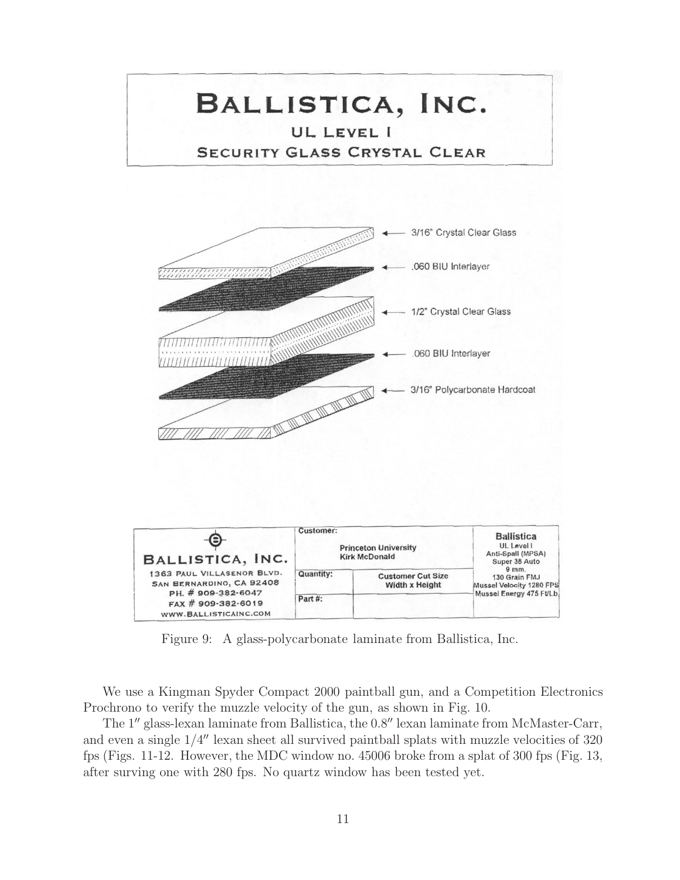# BALLISTICA, INC.

UL LEVEL I

SECURITY GLASS CRYSTAL CLEAR

- 3/16" Crystal Clear Glass
- .060 BIU Interlayer
- 1/2" Crystal Clear Glass
- .060 BIU Interlayer
- 3/16" Polycarbonate Hardcoat

| BALLISTICA, INC. 1363 PAUL VILLASENOR BLVD. SAN BERNARDINO, CA 92408 PH. # 909-382-6047 FAX # 909-382-6019 WWW.BALLISTICAINC.COM | Customer: Princeton University Kirk McDonald | | Ballistica UL Level I Anti-Spall (MPSA) Super 38 Auto 9 mm. 130 Grain FMJ Mussel Velocity 1280 FPS Mussel Energy 475 Ft/Lb |
|---|---|---|---|
| | Quantity: | Customer Cut Size Width x Height | |
| | Part #: | | |

Figure 9: A glass-polycarbonate laminate from Ballistica, Inc.

We use a Kingman Spyder Compact 2000 paintball gun, and a Competition Electronics Prochrono to verify the muzzle velocity of the gun, as shown in Fig. 10.

The 1″ glass-lexan laminate from Ballistica, the 0.8″ lexan laminate from McMaster-Carr, and even a single 1/4″ lexan sheet all survived paintball splats with muzzle velocities of 320 fps (Figs. 11-12. However, the MDC window no. 45006 broke from a splat of 300 fps (Fig. 13, after surving one with 280 fps. No quartz window has been tested yet.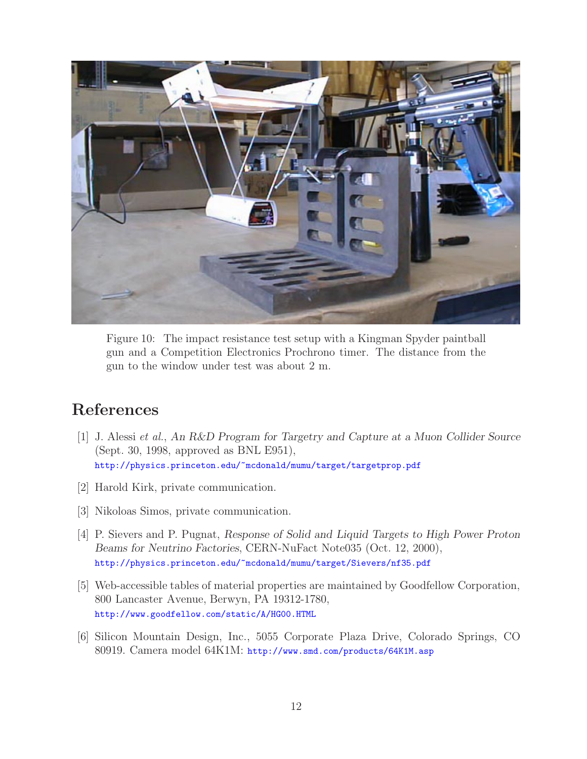Figure 10: The impact resistance test setup with a Kingman Spyder paintball gun and a Competition Electronics Prochrono timer. The distance from the gun to the window under test was about 2 m.

## References

[1] J. Alessi *et al.*, *An R&D Program for Targetry and Capture at a Muon Collider Source* (Sept. 30, 1998, approved as BNL E951), http://physics.princeton.edu/~mcdonald/mumu/target/targetprop.pdf

[2] Harold Kirk, private communication.

[3] Nikoloas Simos, private communication.

[4] P. Sievers and P. Pugnat, *Response of Solid and Liquid Targets to High Power Proton Beams for Neutrino Factories*, CERN-NuFact Note035 (Oct. 12, 2000), http://physics.princeton.edu/~mcdonald/mumu/target/Sievers/nf35.pdf

[5] Web-accessible tables of material properties are maintained by Goodfellow Corporation, 800 Lancaster Avenue, Berwyn, PA 19312-1780, http://www.goodfellow.com/static/A/HG00.HTML

[6] Silicon Mountain Design, Inc., 5055 Corporate Plaza Drive, Colorado Springs, CO 80919. Camera model 64K1M: http://www.smd.com/products/64K1M.asp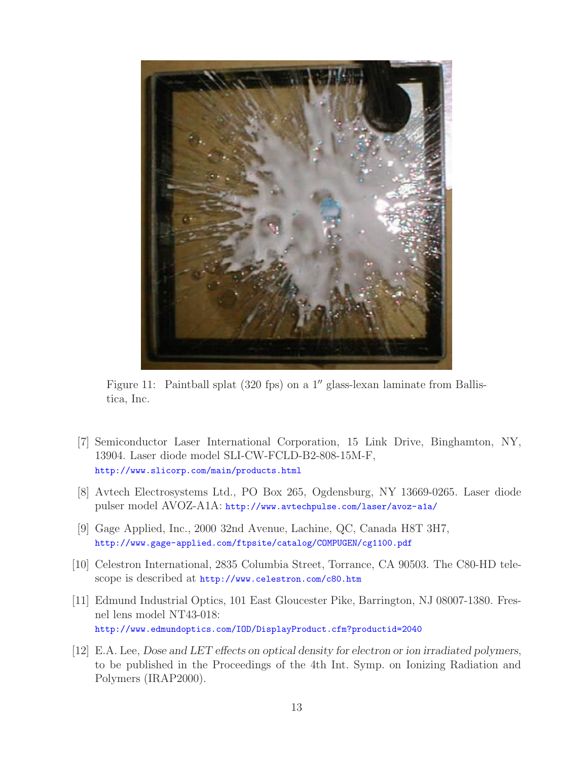Figure 11: Paintball splat (320 fps) on a 1″ glass-lexan laminate from Ballistica, Inc.

[7] Semiconductor Laser International Corporation, 15 Link Drive, Binghamton, NY, 13904. Laser diode model SLI-CW-FCLD-B2-808-15M-F, http://www.slicorp.com/main/products.html

[8] Avtech Electrosystems Ltd., PO Box 265, Ogdensburg, NY 13669-0265. Laser diode pulser model AVOZ-A1A: http://www.avtechpulse.com/laser/avoz-a1a/

[9] Gage Applied, Inc., 2000 32nd Avenue, Lachine, QC, Canada H8T 3H7, http://www.gage-applied.com/ftpsite/catalog/COMPUGEN/cg1100.pdf

[10] Celestron International, 2835 Columbia Street, Torrance, CA 90503. The C80-HD telescope is described at http://www.celestron.com/c80.htm

[11] Edmund Industrial Optics, 101 East Gloucester Pike, Barrington, NJ 08007-1380. Fresnel lens model NT43-018: http://www.edmundoptics.com/IOD/DisplayProduct.cfm?productid=2040

[12] E.A. Lee, *Dose and LET effects on optical density for electron or ion irradiated polymers*, to be published in the Proceedings of the 4th Int. Symp. on Ionizing Radiation and Polymers (IRAP2000).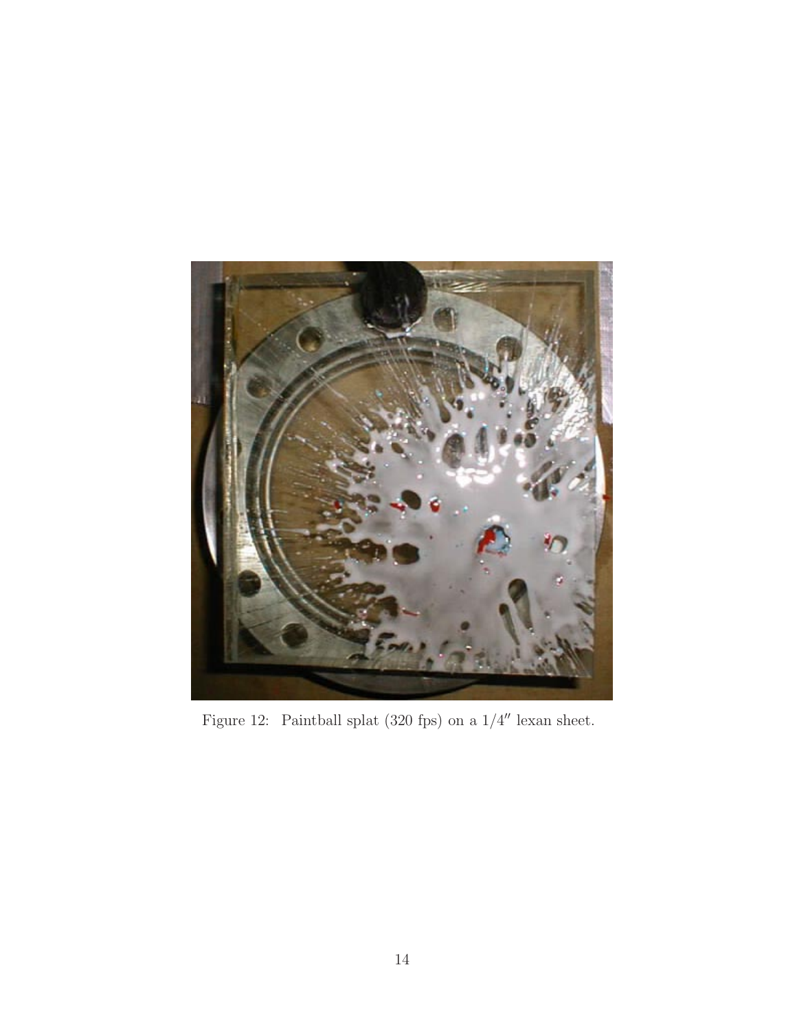Figure 12: Paintball splat (320 fps) on a 1/4″ lexan sheet.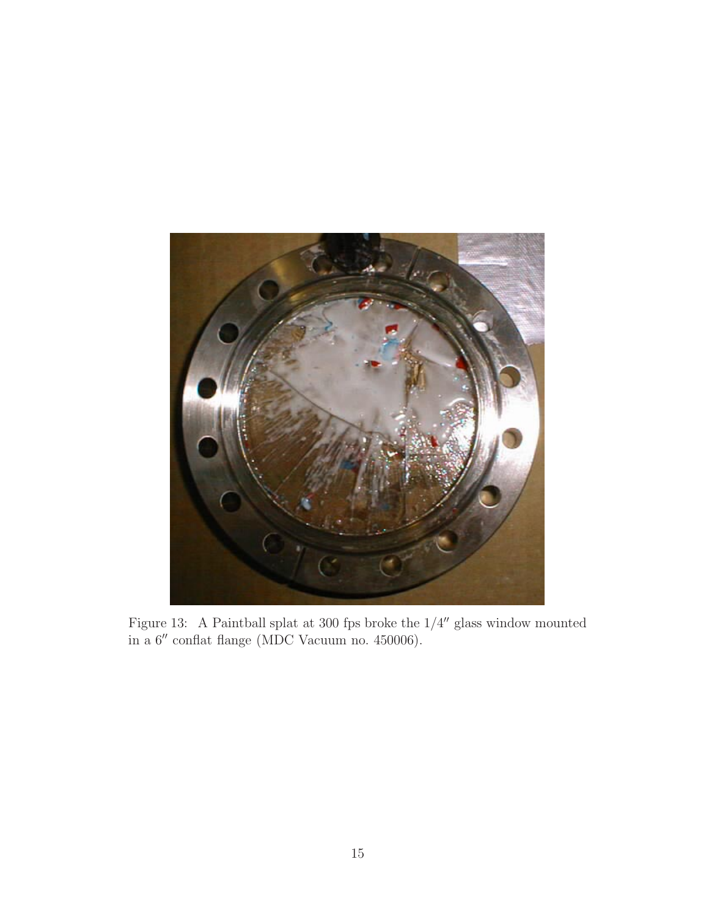Figure 13: A Paintball splat at 300 fps broke the $1/4''$ glass window mounted in a $6''$ conflat flange (MDC Vacuum no. 450006).